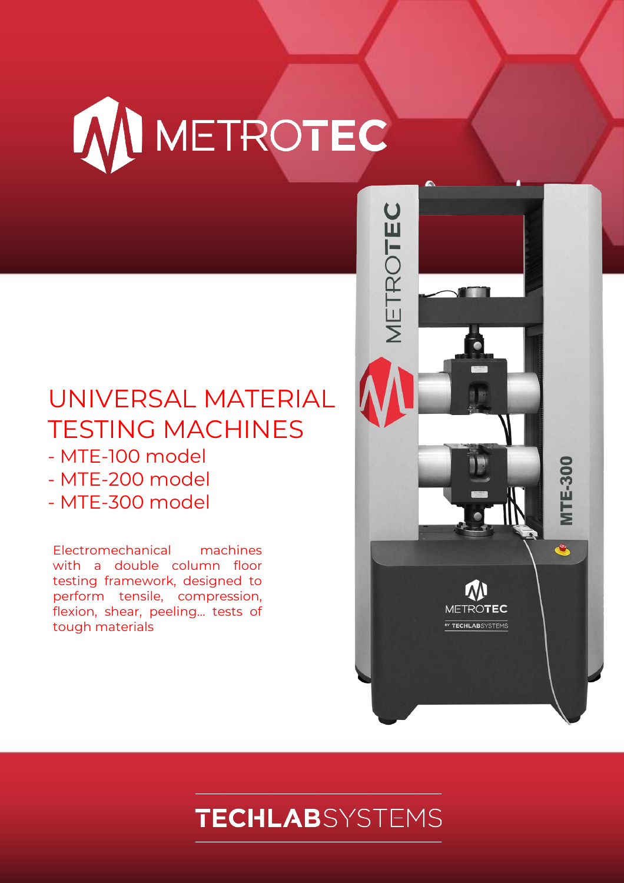# METROTEC

## UNIVERSAL MATERIAL TESTING MACHINES

- MTE-100 model
- MTE-200 model
- MTE-300 model

Electromechanical machines with a double column floor testing framework, designed to perform tensile, compression, flexion, shear, peeling... tests of tough materials

TECHLABSYSTEMS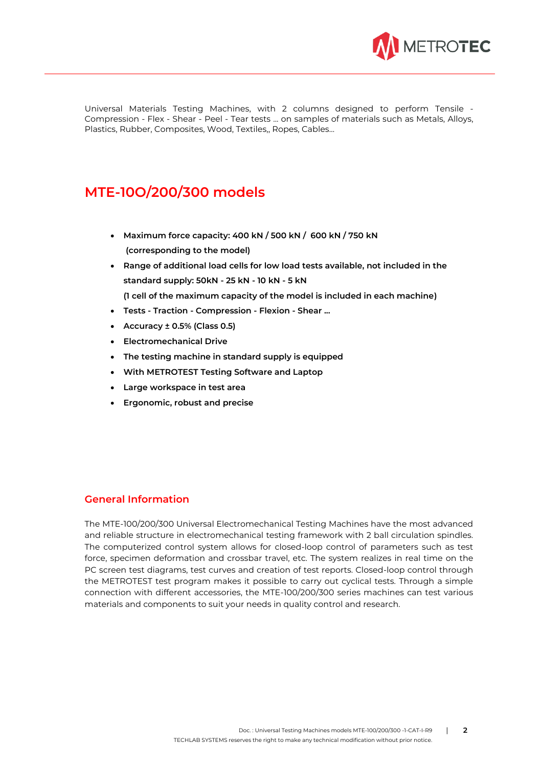Universal Materials Testing Machines, with 2 columns designed to perform Tensile - Compression - Flex - Shear - Peel - Tear tests ... on samples of materials such as Metals, Alloys, Plastics, Rubber, Composites, Wood, Textiles,, Ropes, Cables...

# MTE-10O/200/300 models

- **Maximum force capacity: 400 kN / 500 kN / 600 kN / 750 kN (corresponding to the model)**
- **Range of additional load cells for low load tests available, not included in the standard supply: 50kN - 25 kN - 10 kN - 5 kN**
  **(1 cell of the maximum capacity of the model is included in each machine)**
- **Tests - Traction - Compression - Flexion - Shear ...**
- **Accuracy ± 0.5% (Class 0.5)**
- **Electromechanical Drive**
- **The testing machine in standard supply is equipped**
- **With METROTEST Testing Software and Laptop**
- **Large workspace in test area**
- **Ergonomic, robust and precise**

## General Information

The MTE-100/200/300 Universal Electromechanical Testing Machines have the most advanced and reliable structure in electromechanical testing framework with 2 ball circulation spindles. The computerized control system allows for closed-loop control of parameters such as test force, specimen deformation and crossbar travel, etc. The system realizes in real time on the PC screen test diagrams, test curves and creation of test reports. Closed-loop control through the METROTEST test program makes it possible to carry out cyclical tests. Through a simple connection with different accessories, the MTE-100/200/300 series machines can test various materials and components to suit your needs in quality control and research.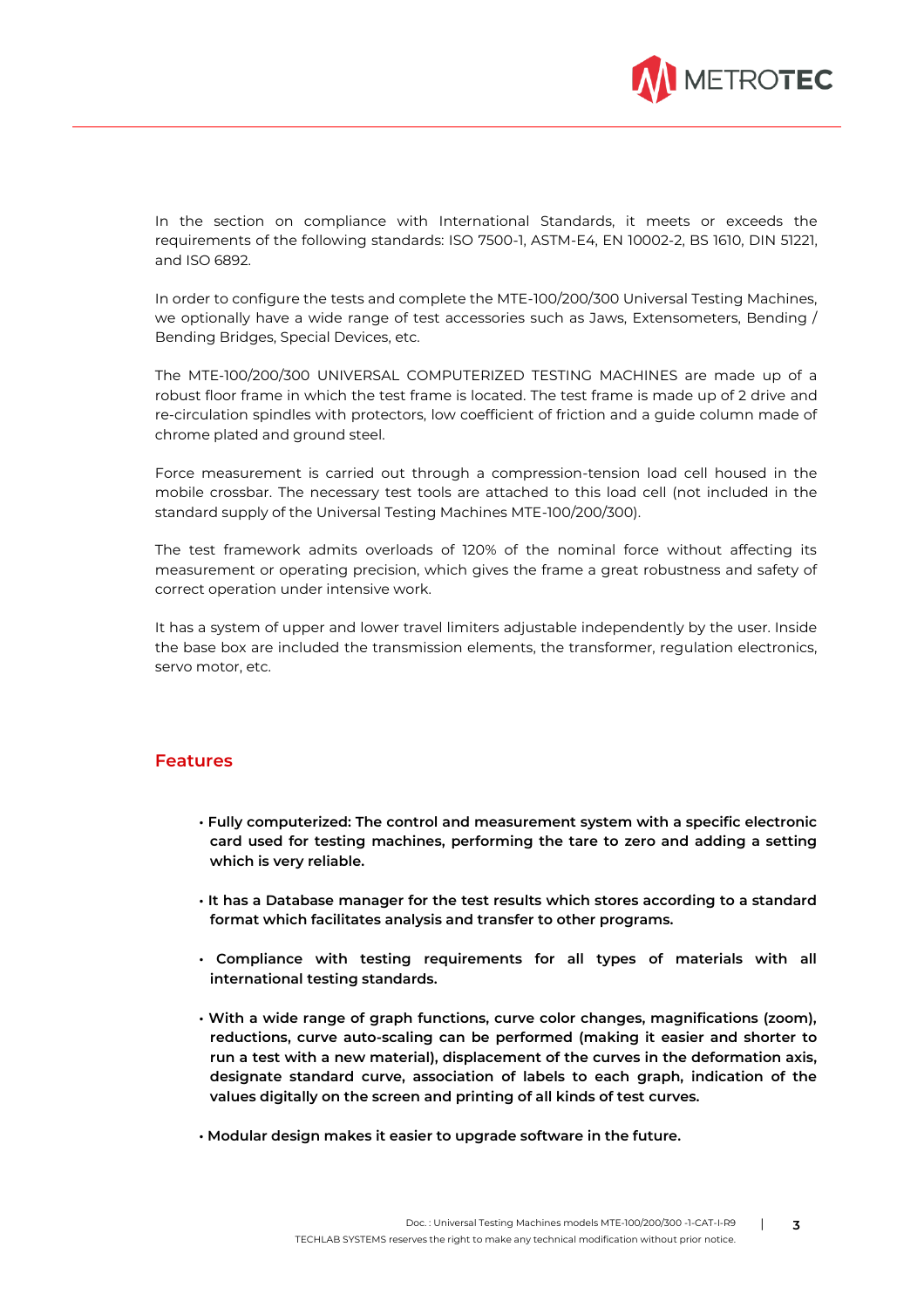In the section on compliance with International Standards, it meets or exceeds the requirements of the following standards: ISO 7500-1, ASTM-E4, EN 10002-2, BS 1610, DIN 51221, and ISO 6892.

In order to configure the tests and complete the MTE-100/200/300 Universal Testing Machines, we optionally have a wide range of test accessories such as Jaws, Extensometers, Bending / Bending Bridges, Special Devices, etc.

The MTE-100/200/300 UNIVERSAL COMPUTERIZED TESTING MACHINES are made up of a robust floor frame in which the test frame is located. The test frame is made up of 2 drive and re-circulation spindles with protectors, low coefficient of friction and a guide column made of chrome plated and ground steel.

Force measurement is carried out through a compression-tension load cell housed in the mobile crossbar. The necessary test tools are attached to this load cell (not included in the standard supply of the Universal Testing Machines MTE-100/200/300).

The test framework admits overloads of 120% of the nominal force without affecting its measurement or operating precision, which gives the frame a great robustness and safety of correct operation under intensive work.

It has a system of upper and lower travel limiters adjustable independently by the user. Inside the base box are included the transmission elements, the transformer, regulation electronics, servo motor, etc.

## Features

- **Fully computerized: The control and measurement system with a specific electronic card used for testing machines, performing the tare to zero and adding a setting which is very reliable.**

- **It has a Database manager for the test results which stores according to a standard format which facilitates analysis and transfer to other programs.**

- **Compliance with testing requirements for all types of materials with all international testing standards.**

- **With a wide range of graph functions, curve color changes, magnifications (zoom), reductions, curve auto-scaling can be performed (making it easier and shorter to run a test with a new material), displacement of the curves in the deformation axis, designate standard curve, association of labels to each graph, indication of the values digitally on the screen and printing of all kinds of test curves.**

- **Modular design makes it easier to upgrade software in the future.**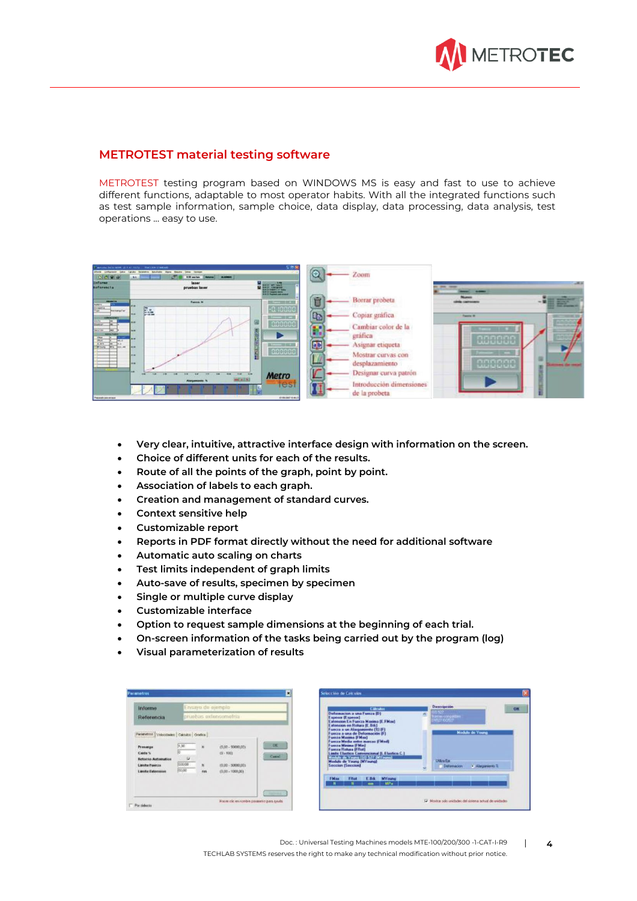## METROTEST material testing software

METROTEST testing program based on WINDOWS MS is easy and fast to use to achieve different functions, adaptable to most operator habits. With all the integrated functions such as test sample information, sample choice, data display, data processing, data analysis, test operations ... easy to use.

- Very clear, intuitive, attractive interface design with information on the screen.
- Choice of different units for each of the results.
- Route of all the points of the graph, point by point.
- Association of labels to each graph.
- Creation and management of standard curves.
- Context sensitive help
- Customizable report
- Reports in PDF format directly without the need for additional software
- Automatic auto scaling on charts
- Test limits independent of graph limits
- Auto-save of results, specimen by specimen
- Single or multiple curve display
- Customizable interface
- Option to request sample dimensions at the beginning of each trial.
- On-screen information of the tasks being carried out by the program (log)
- Visual parameterization of results

Doc. : Universal Testing Machines models MTE-100/200/300 -1-CAT-I-R9

TECHLAB SYSTEMS reserves the right to make any technical modification without prior notice.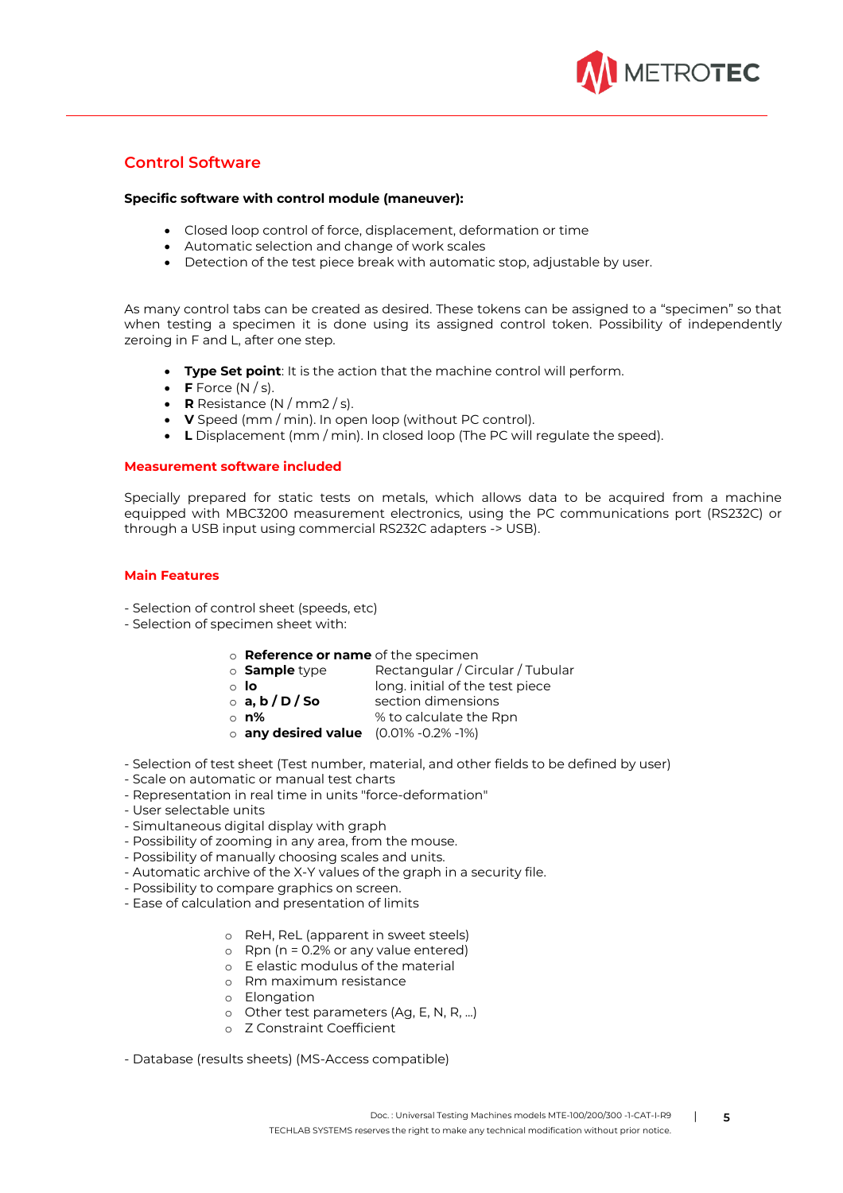## Control Software

**Specific software with control module (maneuver):**

- Closed loop control of force, displacement, deformation or time
- Automatic selection and change of work scales
- Detection of the test piece break with automatic stop, adjustable by user.

As many control tabs can be created as desired. These tokens can be assigned to a "specimen" so that when testing a specimen it is done using its assigned control token. Possibility of independently zeroing in F and L, after one step.

- **Type Set point**: It is the action that the machine control will perform.
- **F** Force (N / s).
- **R** Resistance (N / mm2 / s).
- **V** Speed (mm / min). In open loop (without PC control).
- **L** Displacement (mm / min). In closed loop (The PC will regulate the speed).

### Measurement software included

Specially prepared for static tests on metals, which allows data to be acquired from a machine equipped with MBC3200 measurement electronics, using the PC communications port (RS232C) or through a USB input using commercial RS232C adapters -> USB).

### Main Features

- Selection of control sheet (speeds, etc)
- Selection of specimen sheet with:
    - **Reference or name** of the specimen
    - **Sample** type — Rectangular / Circular / Tubular
    - **lo** — long. initial of the test piece
    - **a, b / D / So** — section dimensions
    - **n%** — % to calculate the Rpn
    - **any desired value** — (0.01% -0.2% -1%)
- Selection of test sheet (Test number, material, and other fields to be defined by user)
- Scale on automatic or manual test charts
- Representation in real time in units "force-deformation"
- User selectable units
- Simultaneous digital display with graph
- Possibility of zooming in any area, from the mouse.
- Possibility of manually choosing scales and units.
- Automatic archive of the X-Y values of the graph in a security file.
- Possibility to compare graphics on screen.
- Ease of calculation and presentation of limits
    - ReH, ReL (apparent in sweet steels)
    - Rpn (n = 0.2% or any value entered)
    - E elastic modulus of the material
    - Rm maximum resistance
    - Elongation
    - Other test parameters (Ag, E, N, R, ...)
    - Z Constraint Coefficient
- Database (results sheets) (MS-Access compatible)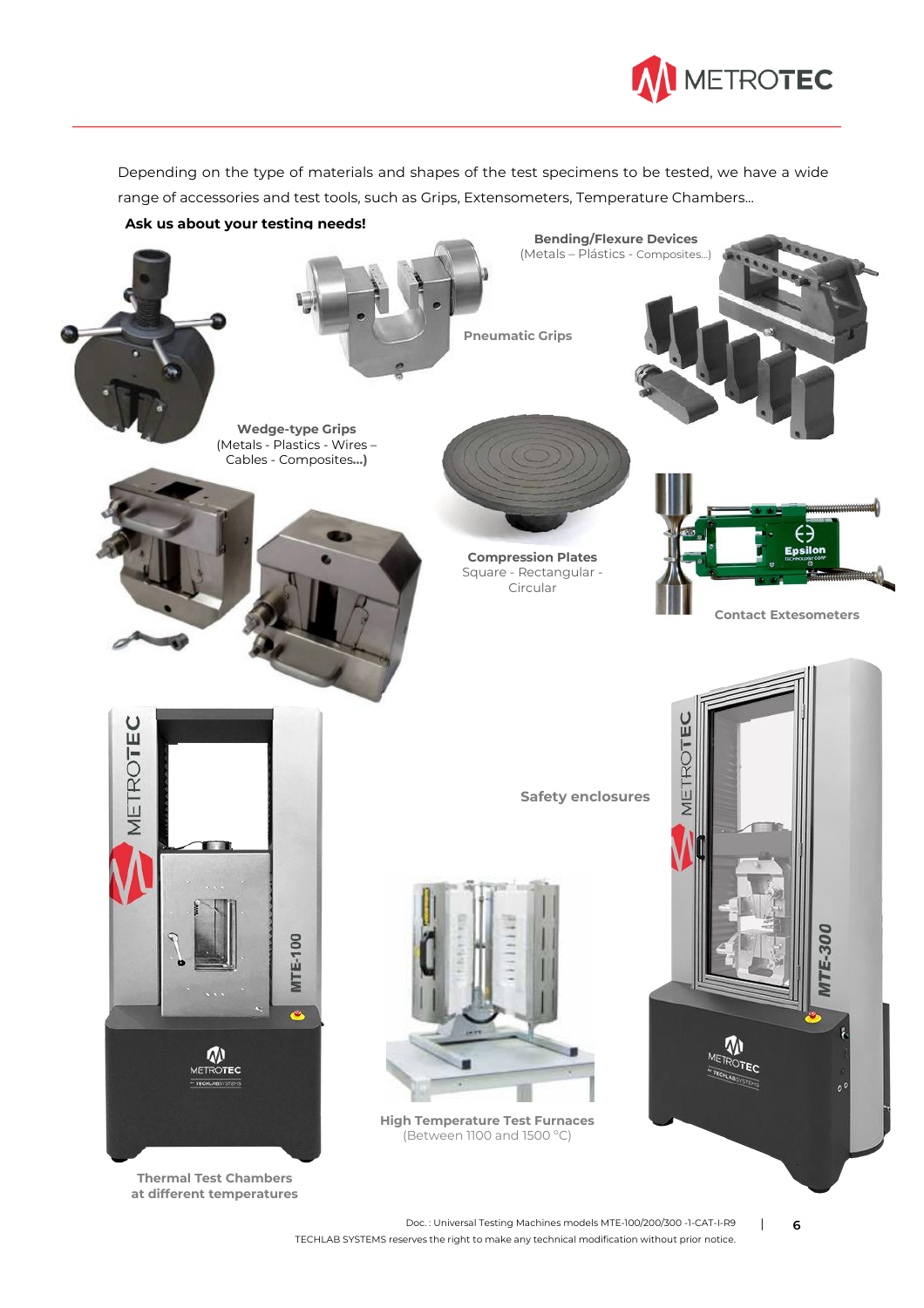Depending on the type of materials and shapes of the test specimens to be tested, we have a wide range of accessories and test tools, such as Grips, Extensometers, Temperature Chambers...

**Ask us about your testing needs!**

**Bending/Flexure Devices**
(Metals – Plásticos - Composites...)

**Pneumatic Grips**

**Wedge-type Grips**
(Metals - Plastics - Wires – Cables - Composites...)

**Compression Plates**
Square - Rectangular - Circular

**Contact Extesometers**

**Safety enclosures**

**High Temperature Test Furnaces**
(Between 1100 and 1500 °C)

**Thermal Test Chambers at different temperatures**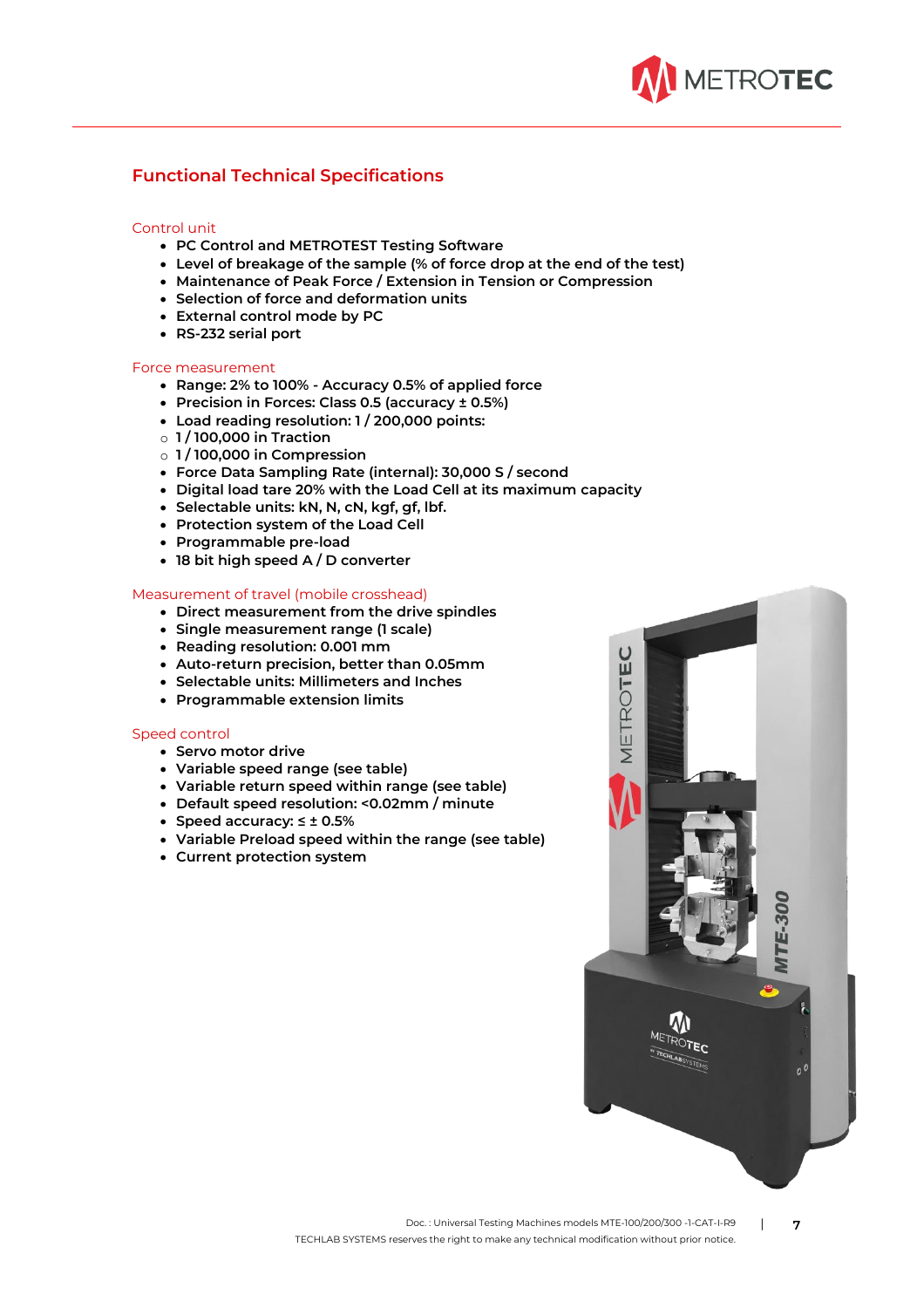## Functional Technical Specifications

### Control unit

- PC Control and METROTEST Testing Software
- Level of breakage of the sample (% of force drop at the end of the test)
- Maintenance of Peak Force / Extension in Tension or Compression
- Selection of force and deformation units
- External control mode by PC
- RS-232 serial port

### Force measurement

- Range: 2% to 100% - Accuracy 0.5% of applied force
- Precision in Forces: Class 0.5 (accuracy ± 0.5%)
- Load reading resolution: 1 / 200,000 points:
  - 1 / 100,000 in Traction
  - 1 / 100,000 in Compression
- Force Data Sampling Rate (internal): 30,000 S / second
- Digital load tare 20% with the Load Cell at its maximum capacity
- Selectable units: kN, N, cN, kgf, gf, lbf.
- Protection system of the Load Cell
- Programmable pre-load
- 18 bit high speed A / D converter

### Measurement of travel (mobile crosshead)

- Direct measurement from the drive spindles
- Single measurement range (1 scale)
- Reading resolution: 0.001 mm
- Auto-return precision, better than 0.05mm
- Selectable units: Millimeters and Inches
- Programmable extension limits

### Speed control

- Servo motor drive
- Variable speed range (see table)
- Variable return speed within range (see table)
- Default speed resolution: <0.02mm / minute
- Speed accuracy: ≤ ± 0.5%
- Variable Preload speed within the range (see table)
- Current protection system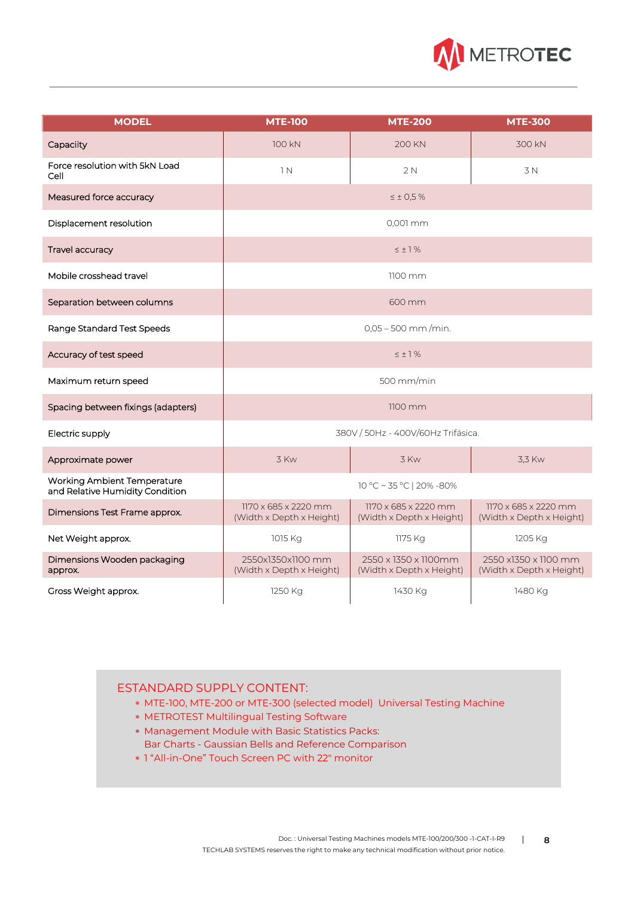| MODEL | MTE-100 | MTE-200 | MTE-300 |
| --- | --- | --- | --- |
| Capaciity | 100 kN | 200 KN | 300 kN |
| Force resolution with 5kN Load Cell | 1 N | 2 N | 3 N |
| Measured force accuracy | ≤ ± 0,5 % | | |
| Displacement resolution | 0,001 mm | | |
| Travel accuracy | ≤ ± 1 % | | |
| Mobile crosshead travel | 1100 mm | | |
| Separation between columns | 600 mm | | |
| Range Standard Test Speeds | 0,05 – 500 mm /min. | | |
| Accuracy of test speed | ≤ ± 1 % | | |
| Maximum return speed | 500 mm/min | | |
| Spacing between fixings (adapters) | 1100 mm | | |
| Electric supply | 380V / 50Hz - 400V/60Hz Trifásica. | | |
| Approximate power | 3 Kw | 3 Kw | 3,3 Kw |
| Working Ambient Temperature and Relative Humidity Condition | 10 °C ~ 35 °C \| 20% -80% | | |
| Dimensions Test Frame approx. | 1170 x 685 x 2220 mm (Width x Depth x Height) | 1170 x 685 x 2220 mm (Width x Depth x Height) | 1170 x 685 x 2220 mm (Width x Depth x Height) |
| Net Weight approx. | 1015 Kg | 1175 Kg | 1205 Kg |
| Dimensions Wooden packaging approx. | 2550x1350x1100 mm (Width x Depth x Height) | 2550 x 1350 x 1100mm (Width x Depth x Height) | 2550 x1350 x 1100 mm (Width x Depth x Height) |
| Gross Weight approx. | 1250 Kg | 1430 Kg | 1480 Kg |

## ESTANDARD SUPPLY CONTENT:

- MTE-100, MTE-200 or MTE-300 (selected model) Universal Testing Machine
- METROTEST Multilingual Testing Software
- Management Module with Basic Statistics Packs:
  Bar Charts - Gaussian Bells and Reference Comparison
- 1 "All-in-One" Touch Screen PC with 22" monitor

Doc. : Universal Testing Machines models MTE-100/200/300 -1-CAT-I-R9

TECHLAB SYSTEMS reserves the right to make any technical modification without prior notice.